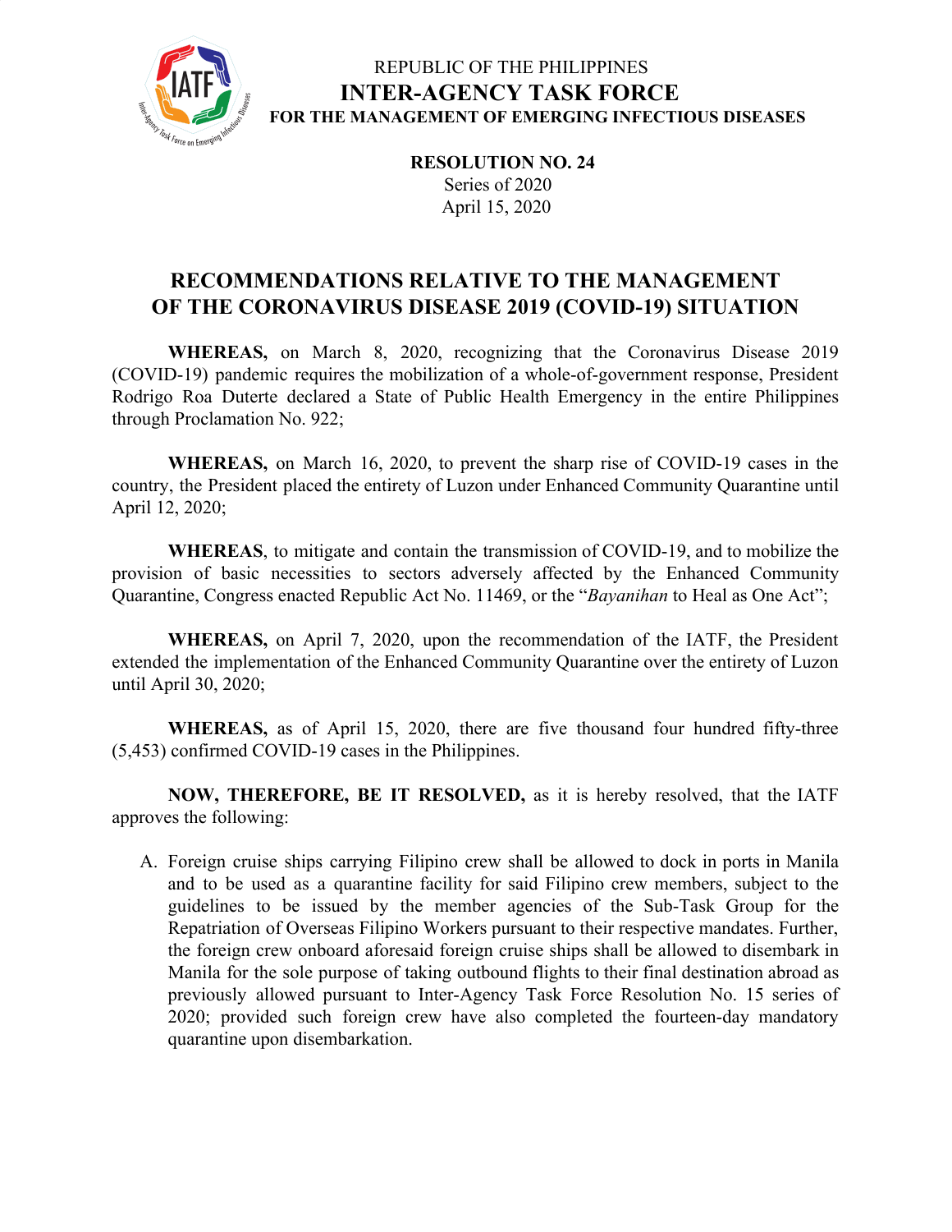REPUBLIC OF THE PHILIPPINES

# INTER-AGENCY TASK FORCE

**FOR THE MANAGEMENT OF EMERGING INFECTIOUS DISEASES**

**RESOLUTION NO. 24**
Series of 2020
April 15, 2020

## RECOMMENDATIONS RELATIVE TO THE MANAGEMENT OF THE CORONAVIRUS DISEASE 2019 (COVID-19) SITUATION

**WHEREAS,** on March 8, 2020, recognizing that the Coronavirus Disease 2019 (COVID-19) pandemic requires the mobilization of a whole-of-government response, President Rodrigo Roa Duterte declared a State of Public Health Emergency in the entire Philippines through Proclamation No. 922;

**WHEREAS,** on March 16, 2020, to prevent the sharp rise of COVID-19 cases in the country, the President placed the entirety of Luzon under Enhanced Community Quarantine until April 12, 2020;

**WHEREAS**, to mitigate and contain the transmission of COVID-19, and to mobilize the provision of basic necessities to sectors adversely affected by the Enhanced Community Quarantine, Congress enacted Republic Act No. 11469, or the "*Bayanihan* to Heal as One Act";

**WHEREAS,** on April 7, 2020, upon the recommendation of the IATF, the President extended the implementation of the Enhanced Community Quarantine over the entirety of Luzon until April 30, 2020;

**WHEREAS,** as of April 15, 2020, there are five thousand four hundred fifty-three (5,453) confirmed COVID-19 cases in the Philippines.

**NOW, THEREFORE, BE IT RESOLVED,** as it is hereby resolved, that the IATF approves the following:

A. Foreign cruise ships carrying Filipino crew shall be allowed to dock in ports in Manila and to be used as a quarantine facility for said Filipino crew members, subject to the guidelines to be issued by the member agencies of the Sub-Task Group for the Repatriation of Overseas Filipino Workers pursuant to their respective mandates. Further, the foreign crew onboard aforesaid foreign cruise ships shall be allowed to disembark in Manila for the sole purpose of taking outbound flights to their final destination abroad as previously allowed pursuant to Inter-Agency Task Force Resolution No. 15 series of 2020; provided such foreign crew have also completed the fourteen-day mandatory quarantine upon disembarkation.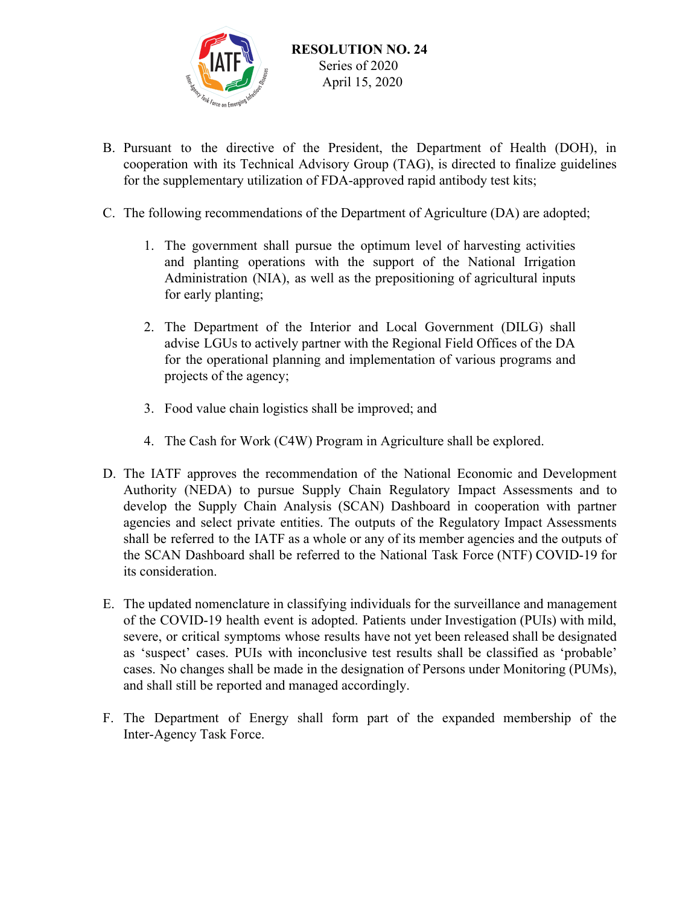B. Pursuant to the directive of the President, the Department of Health (DOH), in cooperation with its Technical Advisory Group (TAG), is directed to finalize guidelines for the supplementary utilization of FDA-approved rapid antibody test kits;

C. The following recommendations of the Department of Agriculture (DA) are adopted;

   1. The government shall pursue the optimum level of harvesting activities and planting operations with the support of the National Irrigation Administration (NIA), as well as the prepositioning of agricultural inputs for early planting;

   2. The Department of the Interior and Local Government (DILG) shall advise LGUs to actively partner with the Regional Field Offices of the DA for the operational planning and implementation of various programs and projects of the agency;

   3. Food value chain logistics shall be improved; and

   4. The Cash for Work (C4W) Program in Agriculture shall be explored.

D. The IATF approves the recommendation of the National Economic and Development Authority (NEDA) to pursue Supply Chain Regulatory Impact Assessments and to develop the Supply Chain Analysis (SCAN) Dashboard in cooperation with partner agencies and select private entities. The outputs of the Regulatory Impact Assessments shall be referred to the IATF as a whole or any of its member agencies and the outputs of the SCAN Dashboard shall be referred to the National Task Force (NTF) COVID-19 for its consideration.

E. The updated nomenclature in classifying individuals for the surveillance and management of the COVID-19 health event is adopted. Patients under Investigation (PUIs) with mild, severe, or critical symptoms whose results have not yet been released shall be designated as 'suspect' cases. PUIs with inconclusive test results shall be classified as 'probable' cases. No changes shall be made in the designation of Persons under Monitoring (PUMs), and shall still be reported and managed accordingly.

F. The Department of Energy shall form part of the expanded membership of the Inter-Agency Task Force.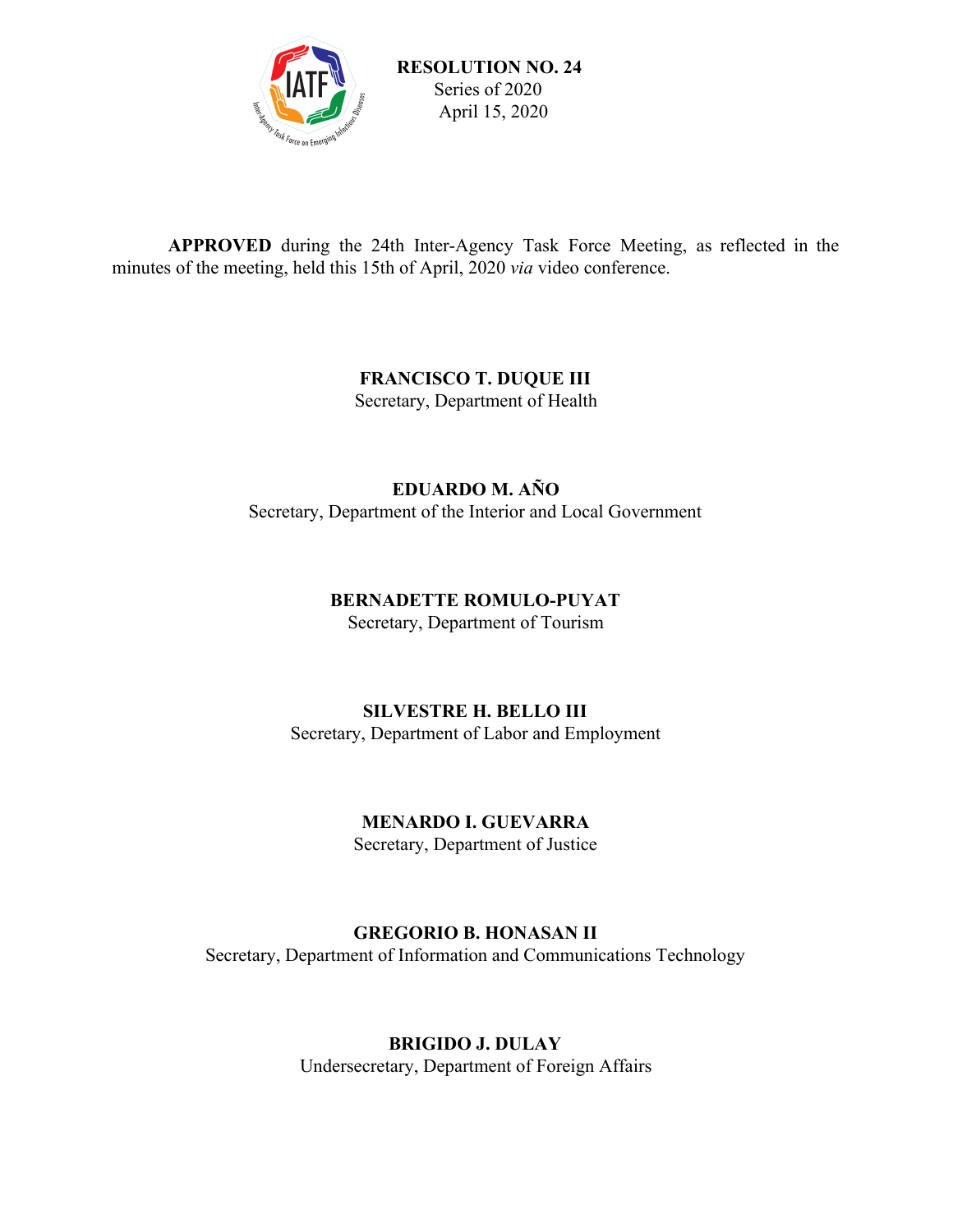**RESOLUTION NO. 24**
Series of 2020
April 15, 2020

**APPROVED** during the 24th Inter-Agency Task Force Meeting, as reflected in the minutes of the meeting, held this 15th of April, 2020 *via* video conference.

**FRANCISCO T. DUQUE III**
Secretary, Department of Health

**EDUARDO M. AÑO**
Secretary, Department of the Interior and Local Government

**BERNADETTE ROMULO-PUYAT**
Secretary, Department of Tourism

**SILVESTRE H. BELLO III**
Secretary, Department of Labor and Employment

**MENARDO I. GUEVARRA**
Secretary, Department of Justice

**GREGORIO B. HONASAN II**
Secretary, Department of Information and Communications Technology

**BRIGIDO J. DULAY**
Undersecretary, Department of Foreign Affairs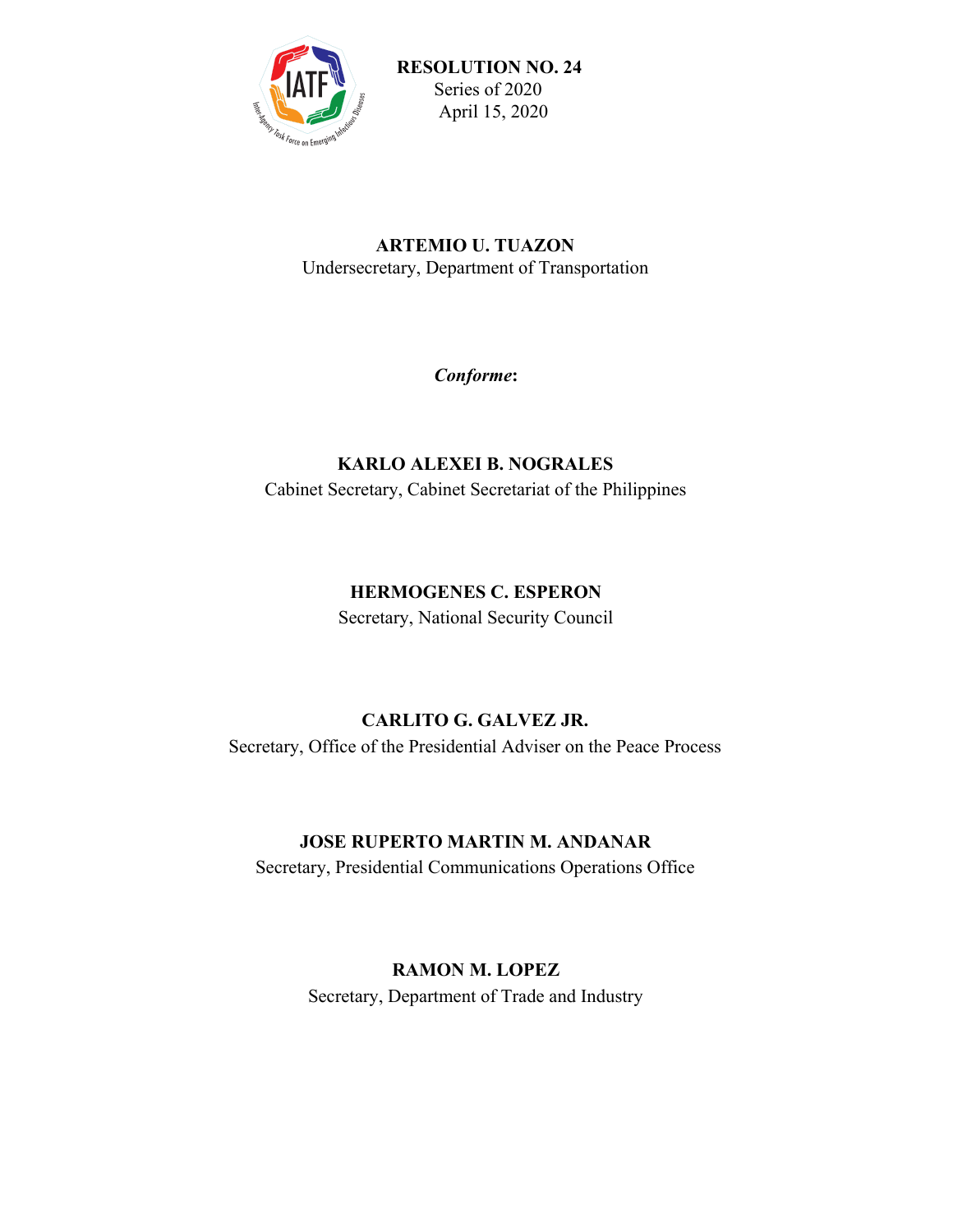**ARTEMIO U. TUAZON**
Undersecretary, Department of Transportation

***Conforme*:**

**KARLO ALEXEI B. NOGRALES**
Cabinet Secretary, Cabinet Secretariat of the Philippines

**HERMOGENES C. ESPERON**
Secretary, National Security Council

**CARLITO G. GALVEZ JR.**
Secretary, Office of the Presidential Adviser on the Peace Process

**JOSE RUPERTO MARTIN M. ANDANAR**
Secretary, Presidential Communications Operations Office

**RAMON M. LOPEZ**
Secretary, Department of Trade and Industry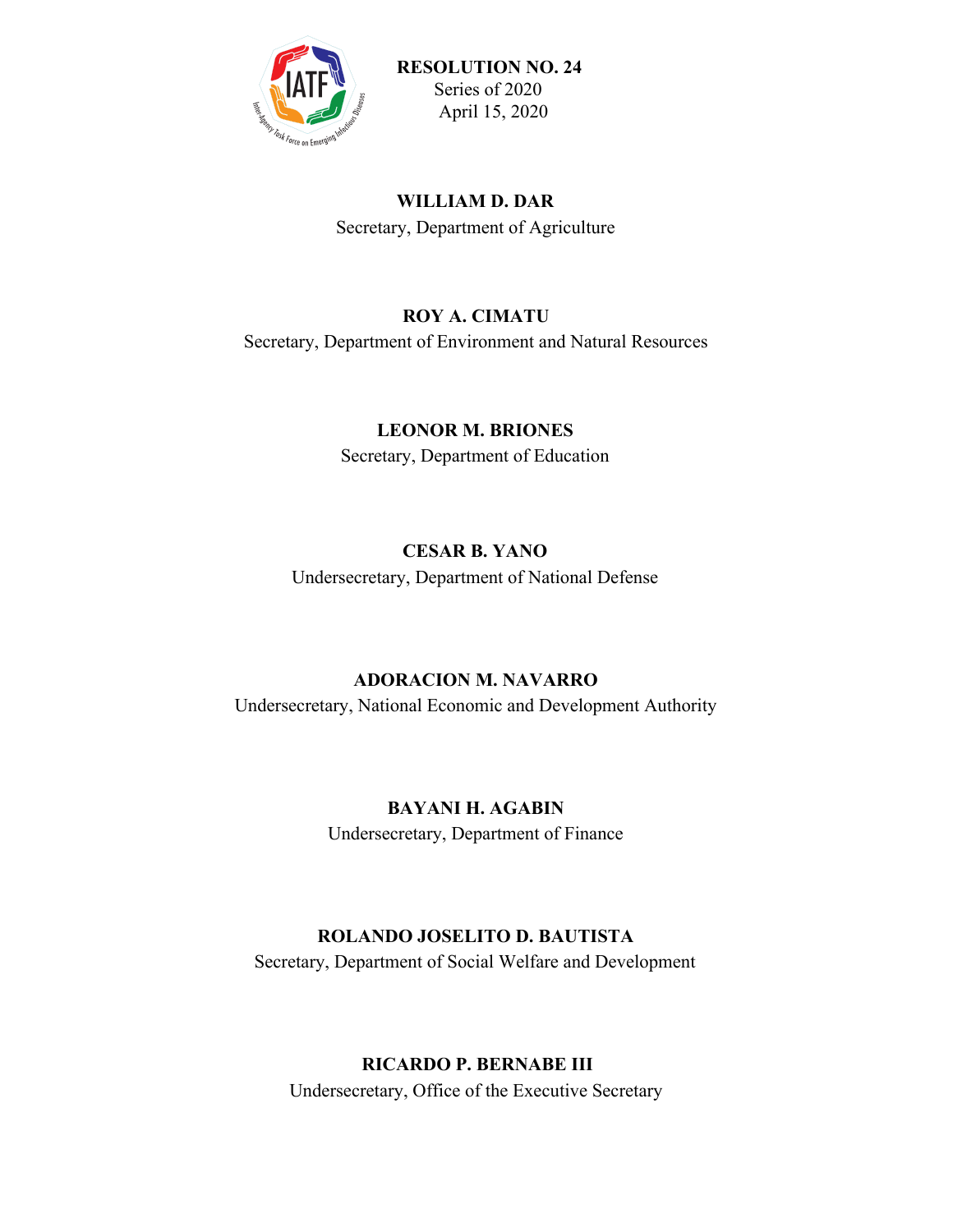**RESOLUTION NO. 24**
Series of 2020
April 15, 2020

**WILLIAM D. DAR**
Secretary, Department of Agriculture

**ROY A. CIMATU**
Secretary, Department of Environment and Natural Resources

**LEONOR M. BRIONES**
Secretary, Department of Education

**CESAR B. YANO**
Undersecretary, Department of National Defense

**ADORACION M. NAVARRO**
Undersecretary, National Economic and Development Authority

**BAYANI H. AGABIN**
Undersecretary, Department of Finance

**ROLANDO JOSELITO D. BAUTISTA**
Secretary, Department of Social Welfare and Development

**RICARDO P. BERNABE III**
Undersecretary, Office of the Executive Secretary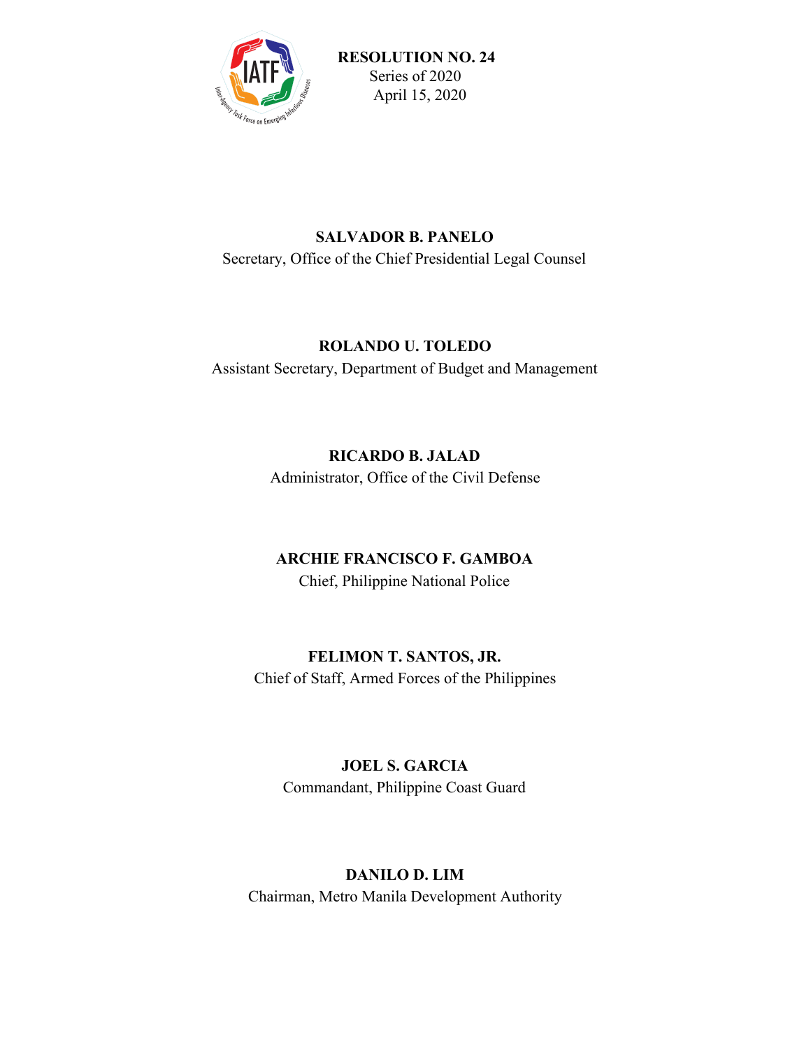**RESOLUTION NO. 24**
Series of 2020
April 15, 2020

**SALVADOR B. PANELO**
Secretary, Office of the Chief Presidential Legal Counsel

**ROLANDO U. TOLEDO**
Assistant Secretary, Department of Budget and Management

**RICARDO B. JALAD**
Administrator, Office of the Civil Defense

**ARCHIE FRANCISCO F. GAMBOA**
Chief, Philippine National Police

**FELIMON T. SANTOS, JR.**
Chief of Staff, Armed Forces of the Philippines

**JOEL S. GARCIA**
Commandant, Philippine Coast Guard

**DANILO D. LIM**
Chairman, Metro Manila Development Authority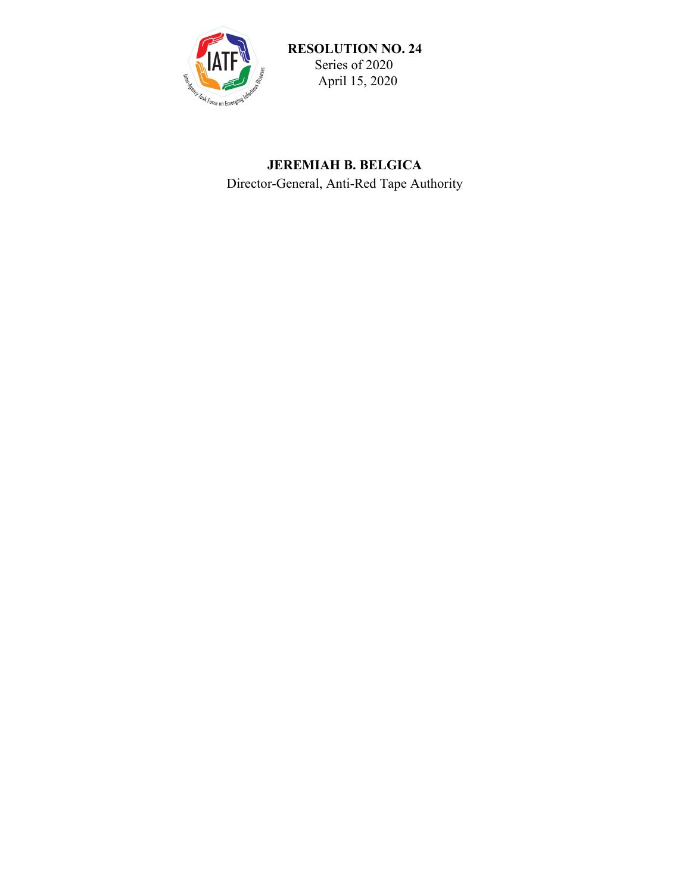**RESOLUTION NO. 24**
Series of 2020
April 15, 2020

**JEREMIAH B. BELGICA**
Director-General, Anti-Red Tape Authority